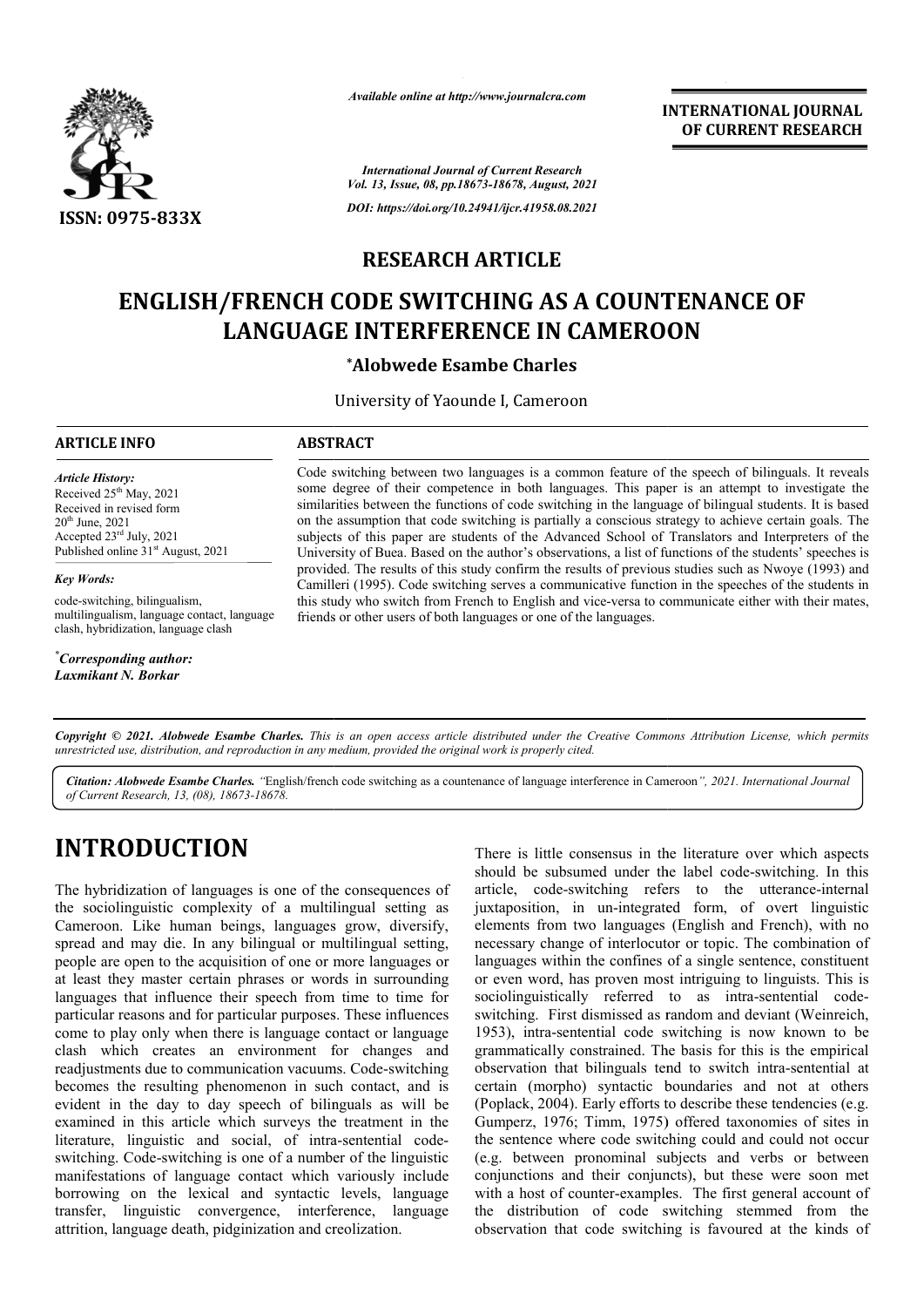ISSN: 0975-833X

*Available online at http://www.journalcra.com*

*International Journal of Current Research*
*Vol. 13, Issue, 08, pp.18673-18678, August, 2021*

*DOI: https://doi.org/10.24941/ijcr.41958.08.2021*

**INTERNATIONAL JOURNAL OF CURRENT RESEARCH**

**RESEARCH ARTICLE**

# ENGLISH/FRENCH CODE SWITCHING AS A COUNTENANCE OF LANGUAGE INTERFERENCE IN CAMEROON

**\*Alobwede Esambe Charles**

University of Yaounde I, Cameroon

**ARTICLE INFO**

*Article History:*
Received 25th May, 2021
Received in revised form
20th June, 2021
Accepted 23rd July, 2021
Published online 31st August, 2021

*Key Words:*
code-switching, bilingualism, multilingualism, language contact, language clash, hybridization, language clash

*\*Corresponding author:*
*Laxmikant N. Borkar*

**ABSTRACT**

Code switching between two languages is a common feature of the speech of bilinguals. It reveals some degree of their competence in both languages. This paper is an attempt to investigate the similarities between the functions of code switching in the language of bilingual students. It is based on the assumption that code switching is partially a conscious strategy to achieve certain goals. The subjects of this paper are students of the Advanced School of Translators and Interpreters of the University of Buea. Based on the author's observations, a list of functions of the students' speeches is provided. The results of this study confirm the results of previous studies such as Nwoye (1993) and Camilleri (1995). Code switching serves a communicative function in the speeches of the students in this study who switch from French to English and vice-versa to communicate either with their mates, friends or other users of both languages or one of the languages.

*Copyright © 2021. Alobwede Esambe Charles. This is an open access article distributed under the Creative Commons Attribution License, which permits unrestricted use, distribution, and reproduction in any medium, provided the original work is properly cited.*

***Citation: Alobwede Esambe Charles.** "English/french code switching as a countenance of language interference in Cameroon", 2021. International Journal of Current Research, 13, (08), 18673-18678.*

## INTRODUCTION

The hybridization of languages is one of the consequences of the sociolinguistic complexity of a multilingual setting as Cameroon. Like human beings, languages grow, diversify, spread and may die. In any bilingual or multilingual setting, people are open to the acquisition of one or more languages or at least they master certain phrases or words in surrounding languages that influence their speech from time to time for particular reasons and for particular purposes. These influences come to play only when there is language contact or language clash which creates an environment for changes and readjustments due to communication vacuums. Code-switching becomes the resulting phenomenon in such contact, and is evident in the day to day speech of bilinguals as will be examined in this article which surveys the treatment in the literature, linguistic and social, of intra-sentential code-switching. Code-switching is one of a number of the linguistic manifestations of language contact which variously include borrowing on the lexical and syntactic levels, language transfer, linguistic convergence, interference, language attrition, language death, pidginization and creolization.

There is little consensus in the literature over which aspects should be subsumed under the label code-switching. In this article, code-switching refers to the utterance-internal juxtaposition, in un-integrated form, of overt linguistic elements from two languages (English and French), with no necessary change of interlocutor or topic. The combination of languages within the confines of a single sentence, constituent or even word, has proven most intriguing to linguists. This is sociolinguistically referred to as intra-sentential code-switching. First dismissed as random and deviant (Weinreich, 1953), intra-sentential code switching is now known to be grammatically constrained. The basis for this is the empirical observation that bilinguals tend to switch intra-sentential at certain (morpho) syntactic boundaries and not at others (Poplack, 2004). Early efforts to describe these tendencies (e.g. Gumperz, 1976; Timm, 1975) offered taxonomies of sites in the sentence where code switching could and could not occur (e.g. between pronominal subjects and verbs or between conjunctions and their conjuncts), but these were soon met with a host of counter-examples. The first general account of the distribution of code switching stemmed from the observation that code switching is favoured at the kinds of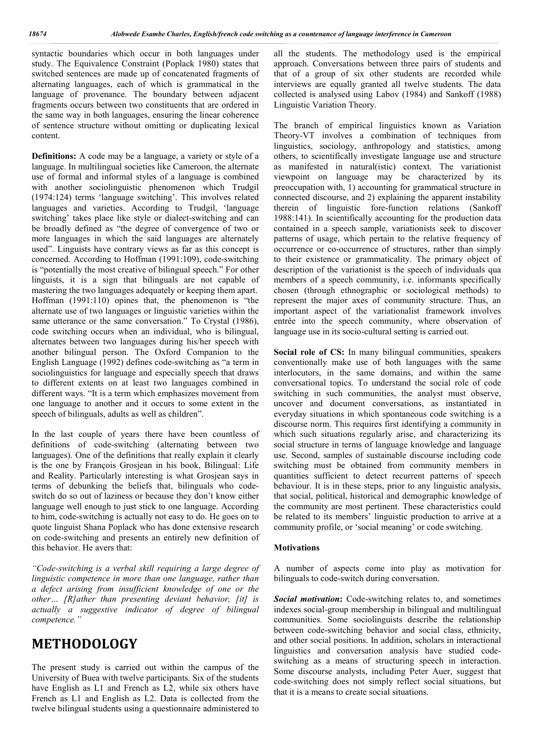syntactic boundaries which occur in both languages under study. The Equivalence Constraint (Poplack 1980) states that switched sentences are made up of concatenated fragments of alternating languages, each of which is grammatical in the language of provenance. The boundary between adjacent fragments occurs between two constituents that are ordered in the same way in both languages, ensuring the linear coherence of sentence structure without omitting or duplicating lexical content.

**Definitions:** A code may be a language, a variety or style of a language. In multilingual societies like Cameroon, the alternate use of formal and informal styles of a language is combined with another sociolinguistic phenomenon which Trudgil (1974:124) terms 'language switching'. This involves related languages and varieties. According to Trudgil, 'language switching' takes place like style or dialect-switching and can be broadly defined as "the degree of convergence of two or more languages in which the said languages are alternately used". Linguists have contrary views as far as this concept is concerned. According to Hoffman (1991:109), code-switching is "potentially the most creative of bilingual speech." For other linguists, it is a sign that bilinguals are not capable of mastering the two languages adequately or keeping them apart. Hoffman (1991:110) opines that, the phenomenon is "the alternate use of two languages or linguistic varieties within the same utterance or the same conversation." To Crystal (1986), code switching occurs when an individual, who is bilingual, alternates between two languages during his/her speech with another bilingual person. The Oxford Companion to the English Language (1992) defines code-switching as "a term in sociolinguistics for language and especially speech that draws to different extents on at least two languages combined in different ways. "It is a term which emphasizes movement from one language to another and it occurs to some extent in the speech of bilinguals, adults as well as children".

In the last couple of years there have been countless of definitions of code-switching (alternating between two languages). One of the definitions that really explain it clearly is the one by François Grosjean in his book, Bilingual: Life and Reality. Particularly interesting is what Grosjean says in terms of debunking the beliefs that, bilinguals who code-switch do so out of laziness or because they don't know either language well enough to just stick to one language. According to him, code-switching is actually not easy to do. He goes on to quote linguist Shana Poplack who has done extensive research on code-switching and presents an entirely new definition of this behavior. He avers that:

*"Code-switching is a verbal skill requiring a large degree of linguistic competence in more than one language, rather than a defect arising from insufficient knowledge of one or the other… [R]ather than presenting deviant behavior, [it] is actually a suggestive indicator of degree of bilingual competence."*

# METHODOLOGY

The present study is carried out within the campus of the University of Buea with twelve participants. Six of the students have English as L1 and French as L2, while six others have French as L1 and English as L2. Data is collected from the twelve bilingual students using a questionnaire administered to all the students. The methodology used is the empirical approach. Conversations between three pairs of students and that of a group of six other students are recorded while interviews are equally granted all twelve students. The data collected is analysed using Labov (1984) and Sankoff (1988) Linguistic Variation Theory.

The branch of empirical linguistics known as Variation Theory-VT involves a combination of techniques from linguistics, sociology, anthropology and statistics, among others, to scientifically investigate language use and structure as manifested in natural(istic) context. The variationist viewpoint on language may be characterized by its preoccupation with, 1) accounting for grammatical structure in connected discourse, and 2) explaining the apparent instability therein of linguistic fore-function relations (Sankoff 1988:141). In scientifically accounting for the production data contained in a speech sample, variationists seek to discover patterns of usage, which pertain to the relative frequency of occurrence or co-occurrence of structures, rather than simply to their existence or grammaticality. The primary object of description of the variationist is the speech of individuals qua members of a speech community, i.e. informants specifically chosen (through ethnographic or sociological methods) to represent the major axes of community structure. Thus, an important aspect of the variationalist framework involves entrée into the speech community, where observation of language use in its socio-cultural setting is carried out.

**Social role of CS:** In many bilingual communities, speakers conventionally make use of both languages with the same interlocutors, in the same domains, and within the same conversational topics. To understand the social role of code switching in such communities, the analyst must observe, uncover and document conversations, as instantiated in everyday situations in which spontaneous code switching is a discourse norm. This requires first identifying a community in which such situations regularly arise, and characterizing its social structure in terms of language knowledge and language use. Second, samples of sustainable discourse including code switching must be obtained from community members in quantities sufficient to detect recurrent patterns of speech behaviour. It is in these steps, prior to any linguistic analysis, that social, political, historical and demographic knowledge of the community are most pertinent. These characteristics could be related to its members' linguistic production to arrive at a community profile, or 'social meaning' or code switching.

### Motivations

A number of aspects come into play as motivation for bilinguals to code-switch during conversation.

***Social motivation*:** Code-switching relates to, and sometimes indexes social-group membership in bilingual and multilingual communities. Some sociolinguists describe the relationship between code-switching behavior and social class, ethnicity, and other social positions. In addition, scholars in interactional linguistics and conversation analysis have studied code-switching as a means of structuring speech in interaction. Some discourse analysts, including Peter Auer, suggest that code-switching does not simply reflect social situations, but that it is a means to create social situations.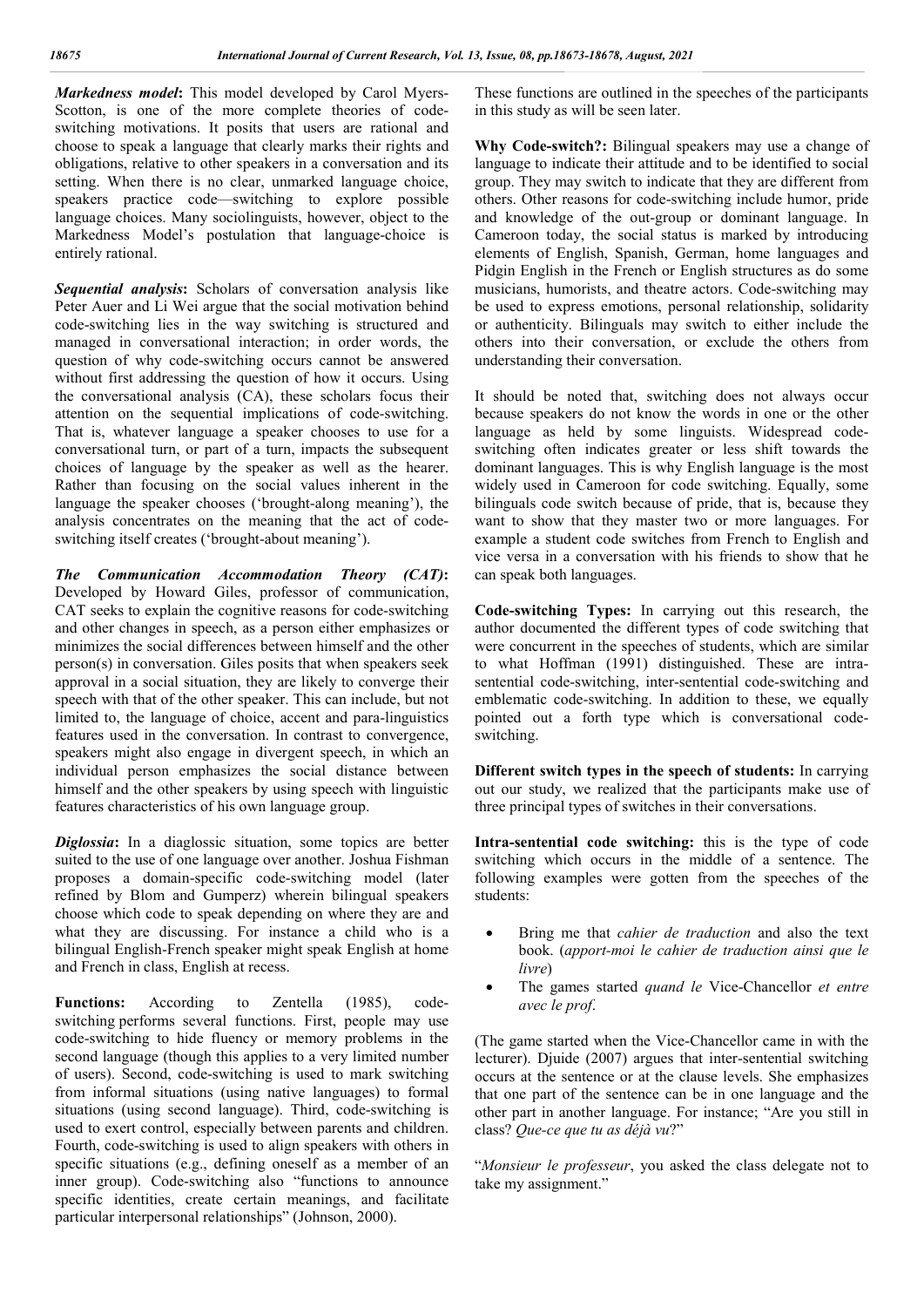***Markedness model*:** This model developed by Carol Myers-Scotton, is one of the more complete theories of code-switching motivations. It posits that users are rational and choose to speak a language that clearly marks their rights and obligations, relative to other speakers in a conversation and its setting. When there is no clear, unmarked language choice, speakers practice code—switching to explore possible language choices. Many sociolinguists, however, object to the Markedness Model's postulation that language-choice is entirely rational.

***Sequential analysis*:** Scholars of conversation analysis like Peter Auer and Li Wei argue that the social motivation behind code-switching lies in the way switching is structured and managed in conversational interaction; in order words, the question of why code-switching occurs cannot be answered without first addressing the question of how it occurs. Using the conversational analysis (CA), these scholars focus their attention on the sequential implications of code-switching. That is, whatever language a speaker chooses to use for a conversational turn, or part of a turn, impacts the subsequent choices of language by the speaker as well as the hearer. Rather than focusing on the social values inherent in the language the speaker chooses ('brought-along meaning'), the analysis concentrates on the meaning that the act of code-switching itself creates ('brought-about meaning').

***The Communication Accommodation Theory (CAT)*:** Developed by Howard Giles, professor of communication, CAT seeks to explain the cognitive reasons for code-switching and other changes in speech, as a person either emphasizes or minimizes the social differences between himself and the other person(s) in conversation. Giles posits that when speakers seek approval in a social situation, they are likely to converge their speech with that of the other speaker. This can include, but not limited to, the language of choice, accent and para-linguistics features used in the conversation. In contrast to convergence, speakers might also engage in divergent speech, in which an individual person emphasizes the social distance between himself and the other speakers by using speech with linguistic features characteristics of his own language group.

***Diglossia*:** In a diaglossic situation, some topics are better suited to the use of one language over another. Joshua Fishman proposes a domain-specific code-switching model (later refined by Blom and Gumperz) wherein bilingual speakers choose which code to speak depending on where they are and what they are discussing. For instance a child who is a bilingual English-French speaker might speak English at home and French in class, English at recess.

**Functions:** According to Zentella (1985), code-switching performs several functions. First, people may use code-switching to hide fluency or memory problems in the second language (though this applies to a very limited number of users). Second, code-switching is used to mark switching from informal situations (using native languages) to formal situations (using second language). Third, code-switching is used to exert control, especially between parents and children. Fourth, code-switching is used to align speakers with others in specific situations (e.g., defining oneself as a member of an inner group). Code-switching also "functions to announce specific identities, create certain meanings, and facilitate particular interpersonal relationships" (Johnson, 2000).

These functions are outlined in the speeches of the participants in this study as will be seen later.

**Why Code-switch?:** Bilingual speakers may use a change of language to indicate their attitude and to be identified to social group. They may switch to indicate that they are different from others. Other reasons for code-switching include humor, pride and knowledge of the out-group or dominant language. In Cameroon today, the social status is marked by introducing elements of English, Spanish, German, home languages and Pidgin English in the French or English structures as do some musicians, humorists, and theatre actors. Code-switching may be used to express emotions, personal relationship, solidarity or authenticity. Bilinguals may switch to either include the others into their conversation, or exclude the others from understanding their conversation.

It should be noted that, switching does not always occur because speakers do not know the words in one or the other language as held by some linguists. Widespread code-switching often indicates greater or less shift towards the dominant languages. This is why English language is the most widely used in Cameroon for code switching. Equally, some bilinguals code switch because of pride, that is, because they want to show that they master two or more languages. For example a student code switches from French to English and vice versa in a conversation with his friends to show that he can speak both languages.

**Code-switching Types:** In carrying out this research, the author documented the different types of code switching that were concurrent in the speeches of students, which are similar to what Hoffman (1991) distinguished. These are intra-sentential code-switching, inter-sentential code-switching and emblematic code-switching. In addition to these, we equally pointed out a forth type which is conversational code-switching.

**Different switch types in the speech of students:** In carrying out our study, we realized that the participants make use of three principal types of switches in their conversations.

**Intra-sentential code switching:** this is the type of code switching which occurs in the middle of a sentence. The following examples were gotten from the speeches of the students:

- Bring me that *cahier de traduction* and also the text book. (*apport-moi le cahier de traduction ainsi que le livre*)
- The games started *quand le* Vice-Chancellor *et entre avec le prof*.

(The game started when the Vice-Chancellor came in with the lecturer). Djuide (2007) argues that inter-sentential switching occurs at the sentence or at the clause levels. She emphasizes that one part of the sentence can be in one language and the other part in another language. For instance; "Are you still in class? *Que-ce que tu as déjà vu*?"

"*Monsieur le professeur*, you asked the class delegate not to take my assignment."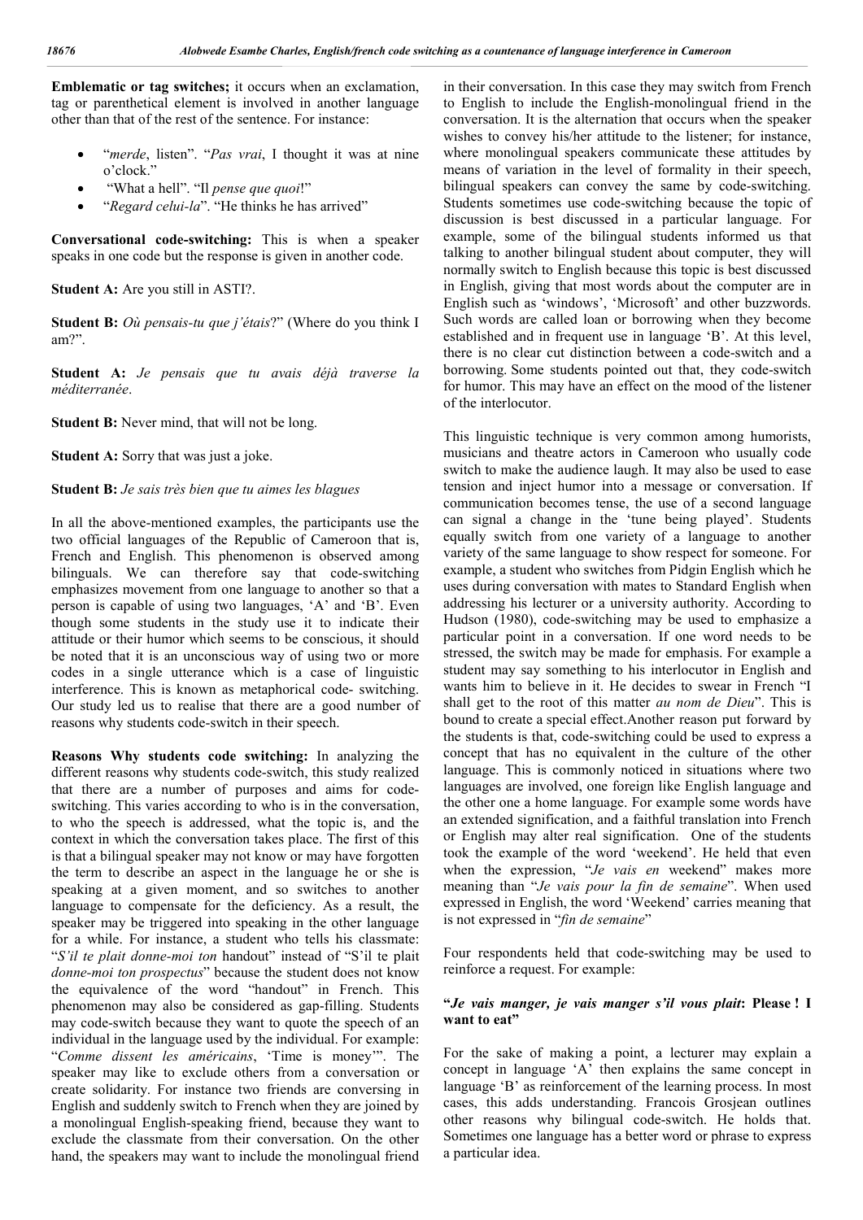**Emblematic or tag switches;** it occurs when an exclamation, tag or parenthetical element is involved in another language other than that of the rest of the sentence. For instance:

- "*merde*, listen". "*Pas vrai*, I thought it was at nine o'clock."
- "What a hell". "Il *pense que quoi*!"
- "*Regard celui-la*". "He thinks he has arrived"

**Conversational code-switching:** This is when a speaker speaks in one code but the response is given in another code.

**Student A:** Are you still in ASTI?.

**Student B:** *Où pensais-tu que j'étais*?" (Where do you think I am?".

**Student A:** *Je pensais que tu avais déjà traverse la méditerranée*.

**Student B:** Never mind, that will not be long.

**Student A:** Sorry that was just a joke.

**Student B:** *Je sais très bien que tu aimes les blagues*

In all the above-mentioned examples, the participants use the two official languages of the Republic of Cameroon that is, French and English. This phenomenon is observed among bilinguals. We can therefore say that code-switching emphasizes movement from one language to another so that a person is capable of using two languages, 'A' and 'B'. Even though some students in the study use it to indicate their attitude or their humor which seems to be conscious, it should be noted that it is an unconscious way of using two or more codes in a single utterance which is a case of linguistic interference. This is known as metaphorical code- switching. Our study led us to realise that there are a good number of reasons why students code-switch in their speech.

**Reasons Why students code switching:** In analyzing the different reasons why students code-switch, this study realized that there are a number of purposes and aims for code-switching. This varies according to who is in the conversation, to who the speech is addressed, what the topic is, and the context in which the conversation takes place. The first of this is that a bilingual speaker may not know or may have forgotten the term to describe an aspect in the language he or she is speaking at a given moment, and so switches to another language to compensate for the deficiency. As a result, the speaker may be triggered into speaking in the other language for a while. For instance, a student who tells his classmate: "*S'il te plait donne-moi ton* handout" instead of "S'il te plait *donne-moi ton prospectus*" because the student does not know the equivalence of the word "handout" in French. This phenomenon may also be considered as gap-filling. Students may code-switch because they want to quote the speech of an individual in the language used by the individual. For example: "*Comme dissent les américains*, 'Time is money'". The speaker may like to exclude others from a conversation or create solidarity. For instance two friends are conversing in English and suddenly switch to French when they are joined by a monolingual English-speaking friend, because they want to exclude the classmate from their conversation. On the other hand, the speakers may want to include the monolingual friend in their conversation. In this case they may switch from French to English to include the English-monolingual friend in the conversation. It is the alternation that occurs when the speaker wishes to convey his/her attitude to the listener; for instance, where monolingual speakers communicate these attitudes by means of variation in the level of formality in their speech, bilingual speakers can convey the same by code-switching. Students sometimes use code-switching because the topic of discussion is best discussed in a particular language. For example, some of the bilingual students informed us that talking to another bilingual student about computer, they will normally switch to English because this topic is best discussed in English, giving that most words about the computer are in English such as 'windows', 'Microsoft' and other buzzwords. Such words are called loan or borrowing when they become established and in frequent use in language 'B'. At this level, there is no clear cut distinction between a code-switch and a borrowing. Some students pointed out that, they code-switch for humor. This may have an effect on the mood of the listener of the interlocutor.

This linguistic technique is very common among humorists, musicians and theatre actors in Cameroon who usually code switch to make the audience laugh. It may also be used to ease tension and inject humor into a message or conversation. If communication becomes tense, the use of a second language can signal a change in the 'tune being played'. Students equally switch from one variety of a language to another variety of the same language to show respect for someone. For example, a student who switches from Pidgin English which he uses during conversation with mates to Standard English when addressing his lecturer or a university authority. According to Hudson (1980), code-switching may be used to emphasize a particular point in a conversation. If one word needs to be stressed, the switch may be made for emphasis. For example a student may say something to his interlocutor in English and wants him to believe in it. He decides to swear in French "I shall get to the root of this matter *au nom de Dieu*". This is bound to create a special effect.Another reason put forward by the students is that, code-switching could be used to express a concept that has no equivalent in the culture of the other language. This is commonly noticed in situations where two languages are involved, one foreign like English language and the other one a home language. For example some words have an extended signification, and a faithful translation into French or English may alter real signification. One of the students took the example of the word 'weekend'. He held that even when the expression, "*Je vais en* weekend" makes more meaning than "*Je vais pour la fin de semaine*". When used expressed in English, the word 'Weekend' carries meaning that is not expressed in "*fin de semaine*"

Four respondents held that code-switching may be used to reinforce a request. For example:

**"*Je vais manger, je vais manger s'il vous plait*: Please ! I want to eat"**

For the sake of making a point, a lecturer may explain a concept in language 'A' then explains the same concept in language 'B' as reinforcement of the learning process. In most cases, this adds understanding. Francois Grosjean outlines other reasons why bilingual code-switch. He holds that. Sometimes one language has a better word or phrase to express a particular idea.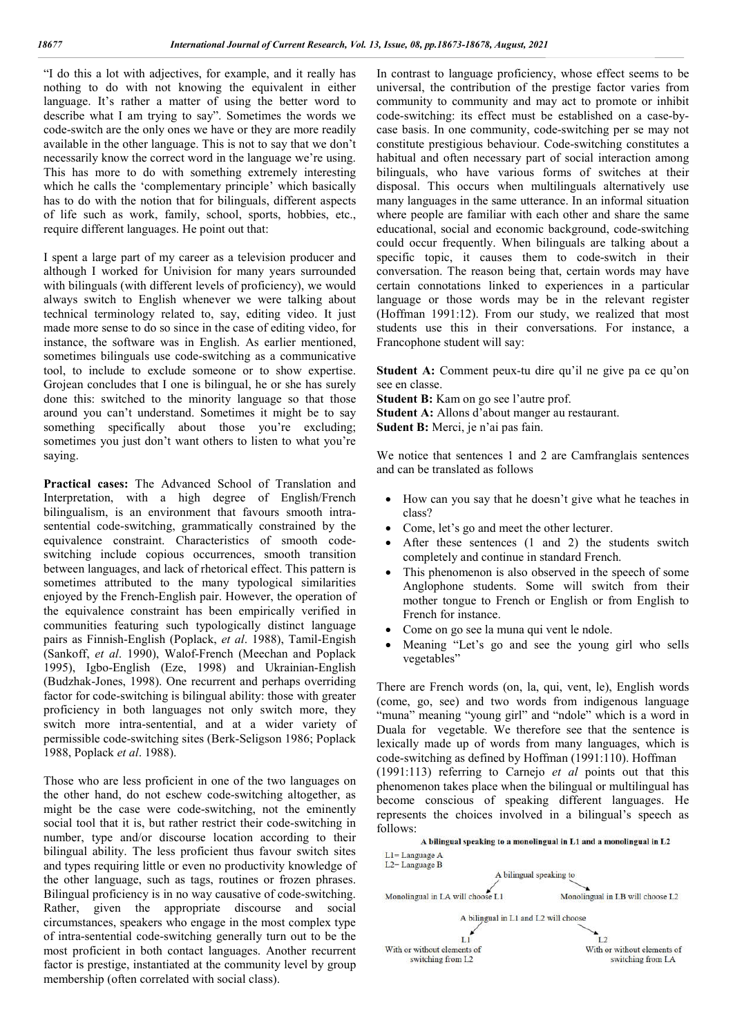"I do this a lot with adjectives, for example, and it really has nothing to do with not knowing the equivalent in either language. It's rather a matter of using the better word to describe what I am trying to say". Sometimes the words we code-switch are the only ones we have or they are more readily available in the other language. This is not to say that we don't necessarily know the correct word in the language we're using. This has more to do with something extremely interesting which he calls the 'complementary principle' which basically has to do with the notion that for bilinguals, different aspects of life such as work, family, school, sports, hobbies, etc., require different languages. He point out that:

I spent a large part of my career as a television producer and although I worked for Univision for many years surrounded with bilinguals (with different levels of proficiency), we would always switch to English whenever we were talking about technical terminology related to, say, editing video. It just made more sense to do so since in the case of editing video, for instance, the software was in English. As earlier mentioned, sometimes bilinguals use code-switching as a communicative tool, to include to exclude someone or to show expertise. Grojean concludes that I one is bilingual, he or she has surely done this: switched to the minority language so that those around you can't understand. Sometimes it might be to say something specifically about those you're excluding; sometimes you just don't want others to listen to what you're saying.

**Practical cases:** The Advanced School of Translation and Interpretation, with a high degree of English/French bilingualism, is an environment that favours smooth intra-sentential code-switching, grammatically constrained by the equivalence constraint. Characteristics of smooth code-switching include copious occurrences, smooth transition between languages, and lack of rhetorical effect. This pattern is sometimes attributed to the many typological similarities enjoyed by the French-English pair. However, the operation of the equivalence constraint has been empirically verified in communities featuring such typologically distinct language pairs as Finnish-English (Poplack, *et al*. 1988), Tamil-English (Sankoff, *et al*. 1990), Walof-French (Meechan and Poplack 1995), Igbo-English (Eze, 1998) and Ukrainian-English (Budzhak-Jones, 1998). One recurrent and perhaps overriding factor for code-switching is bilingual ability: those with greater proficiency in both languages not only switch more, they switch more intra-sentential, and at a wider variety of permissible code-switching sites (Berk-Seligson 1986; Poplack 1988, Poplack *et al*. 1988).

Those who are less proficient in one of the two languages on the other hand, do not eschew code-switching altogether, as might be the case were code-switching, not the eminently social tool that it is, but rather restrict their code-switching in number, type and/or discourse location according to their bilingual ability. The less proficient thus favour switch sites and types requiring little or even no productivity knowledge of the other language, such as tags, routines or frozen phrases. Bilingual proficiency is in no way causative of code-switching. Rather, given the appropriate discourse and social circumstances, speakers who engage in the most complex type of intra-sentential code-switching generally turn out to be the most proficient in both contact languages. Another recurrent factor is prestige, instantiated at the community level by group membership (often correlated with social class).

In contrast to language proficiency, whose effect seems to be universal, the contribution of the prestige factor varies from community to community and may act to promote or inhibit code-switching: its effect must be established on a case-by-case basis. In one community, code-switching per se may not constitute prestigious behaviour. Code-switching constitutes a habitual and often necessary part of social interaction among bilinguals, who have various forms of switches at their disposal. This occurs when multilinguals alternatively use many languages in the same utterance. In an informal situation where people are familiar with each other and share the same educational, social and economic background, code-switching could occur frequently. When bilinguals are talking about a specific topic, it causes them to code-switch in their conversation. The reason being that, certain words may have certain connotations linked to experiences in a particular language or those words may be in the relevant register (Hoffman 1991:12). From our study, we realized that most students use this in their conversations. For instance, a Francophone student will say:

**Student A:** Comment peux-tu dire qu'il ne give pa ce qu'on see en classe.
**Student B:** Kam on go see l'autre prof.
**Student A:** Allons d'about manger au restaurant.
**Sudent B:** Merci, je n'ai pas fain.

We notice that sentences 1 and 2 are Camfranglais sentences and can be translated as follows

- How can you say that he doesn't give what he teaches in class?
- Come, let's go and meet the other lecturer.
- After these sentences (1 and 2) the students switch completely and continue in standard French.
- This phenomenon is also observed in the speech of some Anglophone students. Some will switch from their mother tongue to French or English or from English to French for instance.
- Come on go see la muna qui vent le ndole.
- Meaning "Let's go and see the young girl who sells vegetables"

There are French words (on, la, qui, vent, le), English words (come, go, see) and two words from indigenous language "muna" meaning "young girl" and "ndole" which is a word in Duala for vegetable. We therefore see that the sentence is lexically made up of words from many languages, which is code-switching as defined by Hoffman (1991:110). Hoffman (1991:113) referring to Carnejo *et al* points out that this phenomenon takes place when the bilingual or multilingual has become conscious of speaking different languages. He represents the choices involved in a bilingual's speech as follows:

**A bilingual speaking to a monolingual in L1 and a monolingual in L2**

L1= Language A
L2= Language B

A bilingual speaking to
- Monolingual in LA will choose L1
- Monolingual in LB will choose L2

A bilingual in L1 and L2 will choose
- L1 — With or without elements of switching from L2
- L2 — With or without elements of switching from LA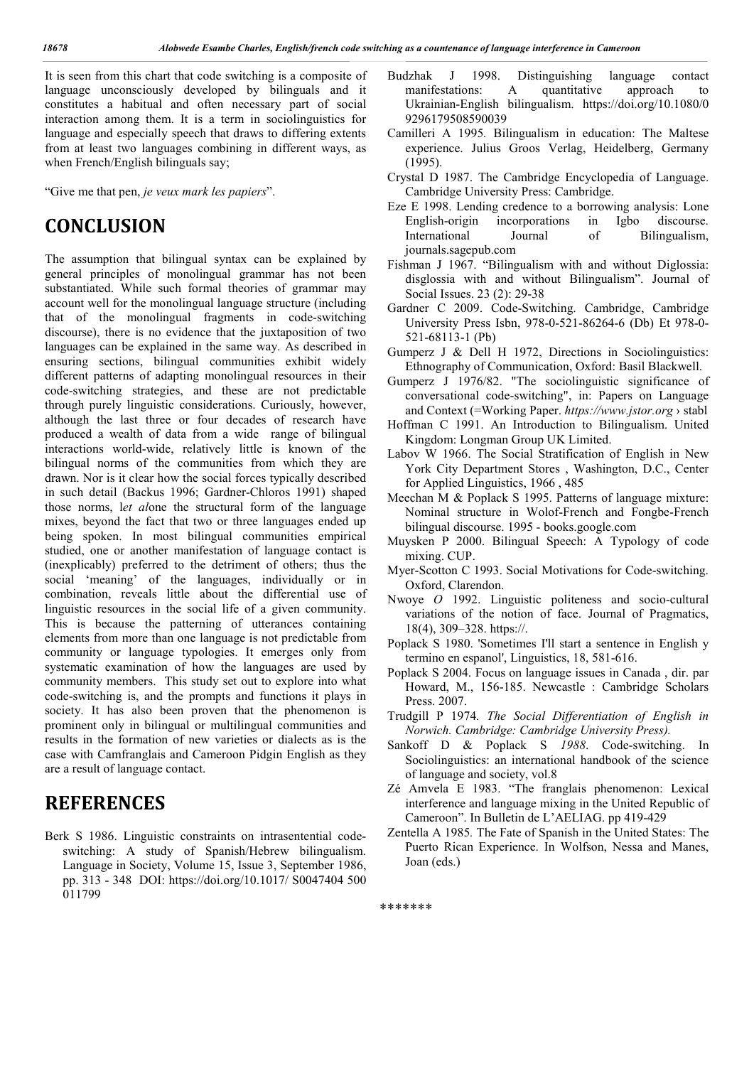It is seen from this chart that code switching is a composite of language unconsciously developed by bilinguals and it constitutes a habitual and often necessary part of social interaction among them. It is a term in sociolinguistics for language and especially speech that draws to differing extents from at least two languages combining in different ways, as when French/English bilinguals say;

"Give me that pen, *je veux mark les papiers*".

# CONCLUSION

The assumption that bilingual syntax can be explained by general principles of monolingual grammar has not been substantiated. While such formal theories of grammar may account well for the monolingual language structure (including that of the monolingual fragments in code-switching discourse), there is no evidence that the juxtaposition of two languages can be explained in the same way. As described in ensuring sections, bilingual communities exhibit widely different patterns of adapting monolingual resources in their code-switching strategies, and these are not predictable through purely linguistic considerations. Curiously, however, although the last three or four decades of research have produced a wealth of data from a wide range of bilingual interactions world-wide, relatively little is known of the bilingual norms of the communities from which they are drawn. Nor is it clear how the social forces typically described in such detail (Backus 1996; Gardner-Chloros 1991) shaped those norms, l*et al*one the structural form of the language mixes, beyond the fact that two or three languages ended up being spoken. In most bilingual communities empirical studied, one or another manifestation of language contact is (inexplicably) preferred to the detriment of others; thus the social 'meaning' of the languages, individually or in combination, reveals little about the differential use of linguistic resources in the social life of a given community. This is because the patterning of utterances containing elements from more than one language is not predictable from community or language typologies. It emerges only from systematic examination of how the languages are used by community members. This study set out to explore into what code-switching is, and the prompts and functions it plays in society. It has also been proven that the phenomenon is prominent only in bilingual or multilingual communities and results in the formation of new varieties or dialects as is the case with Camfranglais and Cameroon Pidgin English as they are a result of language contact.

# REFERENCES

Berk S 1986. Linguistic constraints on intrasentential code-switching: A study of Spanish/Hebrew bilingualism. Language in Society, Volume 15, Issue 3, September 1986, pp. 313 - 348 DOI: https://doi.org/10.1017/ S0047404 500 011799

Budzhak J 1998. Distinguishing language contact manifestations: A quantitative approach to Ukrainian-English bilingualism. https://doi.org/10.1080/0 9296179508590039

Camilleri A 1995. Bilingualism in education: The Maltese experience. Julius Groos Verlag, Heidelberg, Germany (1995).

Crystal D 1987. The Cambridge Encyclopedia of Language. Cambridge University Press: Cambridge.

Eze E 1998. Lending credence to a borrowing analysis: Lone English-origin incorporations in Igbo discourse. International Journal of Bilingualism, journals.sagepub.com

Fishman J 1967. "Bilingualism with and without Diglossia: disglossia with and without Bilingualism". Journal of Social Issues. 23 (2): 29-38

Gardner C 2009. Code-Switching. Cambridge, Cambridge University Press Isbn, 978-0-521-86264-6 (Db) Et 978-0-521-68113-1 (Pb)

Gumperz J & Dell H 1972, Directions in Sociolinguistics: Ethnography of Communication, Oxford: Basil Blackwell.

Gumperz J 1976/82. "The sociolinguistic significance of conversational code-switching", in: Papers on Language and Context (=Working Paper. *https://www.jstor.org* › stabl

Hoffman C 1991. An Introduction to Bilingualism. United Kingdom: Longman Group UK Limited.

Labov W 1966. The Social Stratification of English in New York City Department Stores , Washington, D.C., Center for Applied Linguistics, 1966 , 485

Meechan M & Poplack S 1995. Patterns of language mixture: Nominal structure in Wolof-French and Fongbe-French bilingual discourse. 1995 - books.google.com

Muysken P 2000. Bilingual Speech: A Typology of code mixing. CUP.

Myer-Scotton C 1993. Social Motivations for Code-switching. Oxford, Clarendon.

Nwoye *O* 1992. Linguistic politeness and socio-cultural variations of the notion of face. Journal of Pragmatics, 18(4), 309–328. https://.

Poplack S 1980. 'Sometimes I'll start a sentence in English y termino en espanol', Linguistics, 18, 581-616.

Poplack S 2004. Focus on language issues in Canada , dir. par Howard, M., 156-185. Newcastle : Cambridge Scholars Press. 2007.

Trudgill P 1974. *The Social Differentiation of English in Norwich. Cambridge: Cambridge University Press).*

Sankoff D & Poplack S *1988*. Code-switching. In Sociolinguistics: an international handbook of the science of language and society, vol.8

Zé Amvela E 1983. "The franglais phenomenon: Lexical interference and language mixing in the United Republic of Cameroon". In Bulletin de L'AELIAG. pp 419-429

Zentella A 1985. The Fate of Spanish in the United States: The Puerto Rican Experience. In Wolfson, Nessa and Manes, Joan (eds.)

\*\*\*\*\*\*\*